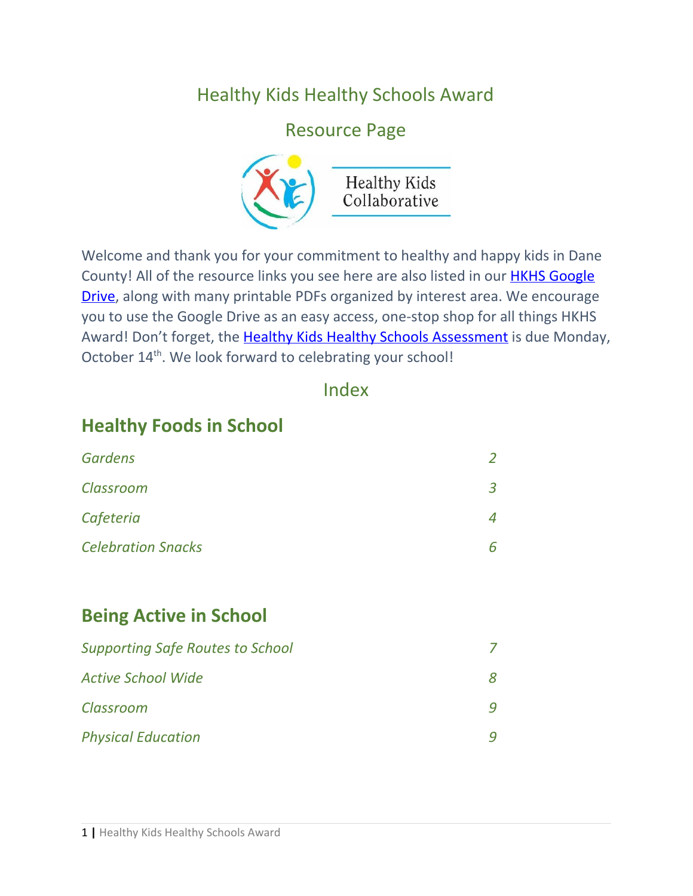# Healthy Kids Healthy Schools Award

## Resource Page

Healthy Kids Collaborative

Welcome and thank you for your commitment to healthy and happy kids in Dane County! All of the resource links you see here are also listed in our HKHS Google Drive, along with many printable PDFs organized by interest area. We encourage you to use the Google Drive as an easy access, one-stop shop for all things HKHS Award! Don't forget, the Healthy Kids Healthy Schools Assessment is due Monday, October 14th. We look forward to celebrating your school!

## Index

### Healthy Foods in School

| | |
|---|---|
| *Gardens* | *2* |
| *Classroom* | *3* |
| *Cafeteria* | *4* |
| *Celebration Snacks* | *6* |

### Being Active in School

| | |
|---|---|
| *Supporting Safe Routes to School* | *7* |
| *Active School Wide* | *8* |
| *Classroom* | *9* |
| *Physical Education* | *9* |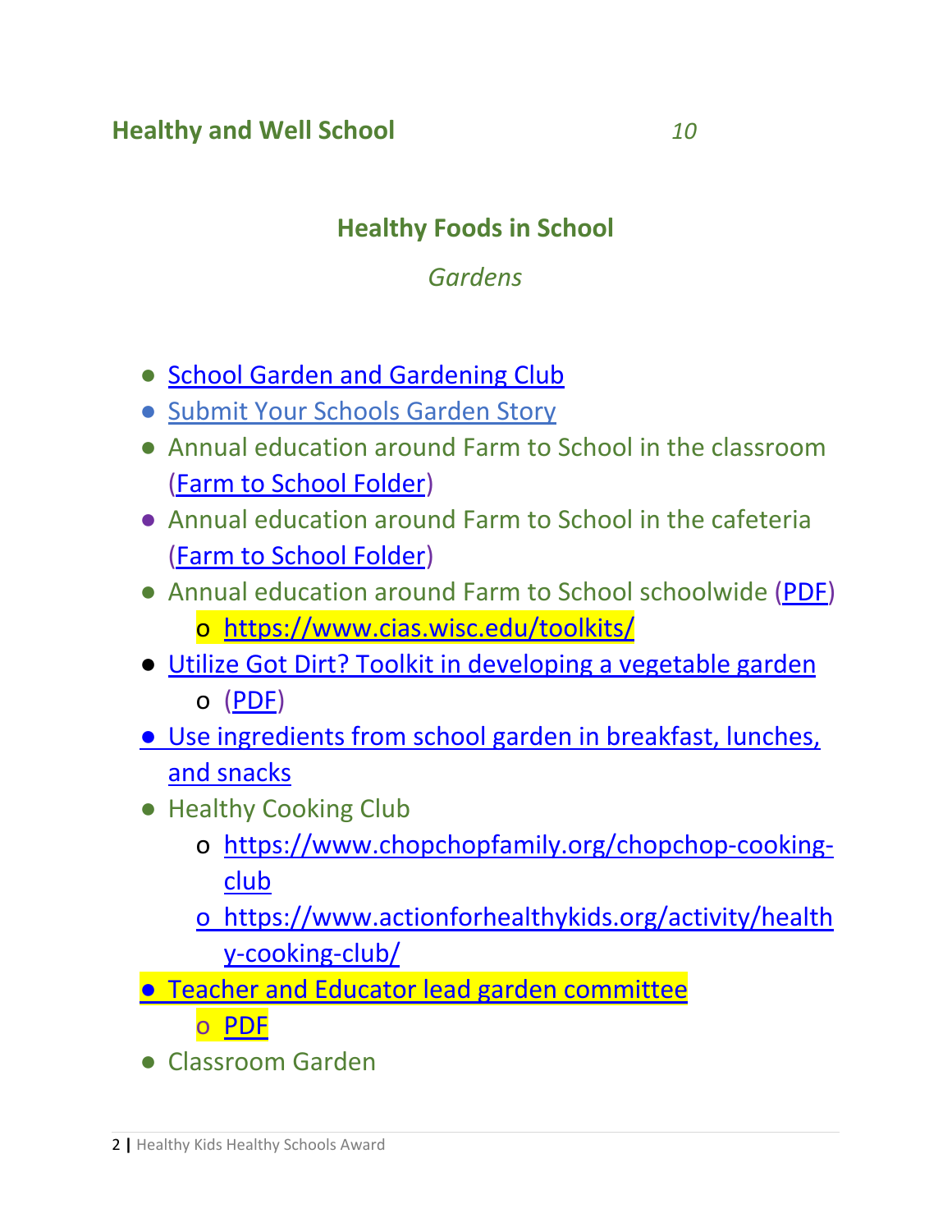## Healthy and Well School 10

### Healthy Foods in School

*Gardens*

- School Garden and Gardening Club
- Submit Your Schools Garden Story
- Annual education around Farm to School in the classroom (Farm to School Folder)
- Annual education around Farm to School in the cafeteria (Farm to School Folder)
- Annual education around Farm to School schoolwide (PDF)
  - https://www.cias.wisc.edu/toolkits/
- Utilize Got Dirt? Toolkit in developing a vegetable garden
  - (PDF)
- Use ingredients from school garden in breakfast, lunches, and snacks
- Healthy Cooking Club
  - https://www.chopchopfamily.org/chopchop-cooking-club
  - https://www.actionforhealthykids.org/activity/healthy-cooking-club/
- Teacher and Educator lead garden committee
  - PDF
- Classroom Garden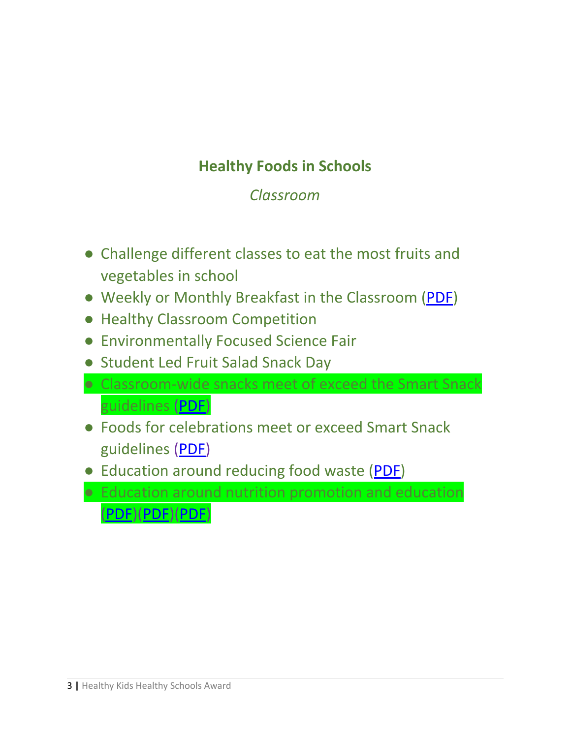## Healthy Foods in Schools

*Classroom*

- Challenge different classes to eat the most fruits and vegetables in school
- Weekly or Monthly Breakfast in the Classroom (PDF)
- Healthy Classroom Competition
- Environmentally Focused Science Fair
- Student Led Fruit Salad Snack Day
- Classroom-wide snacks meet of exceed the Smart Snack guidelines (PDF)
- Foods for celebrations meet or exceed Smart Snack guidelines (PDF)
- Education around reducing food waste (PDF)
- Education around nutrition promotion and education (PDF)(PDF)(PDF)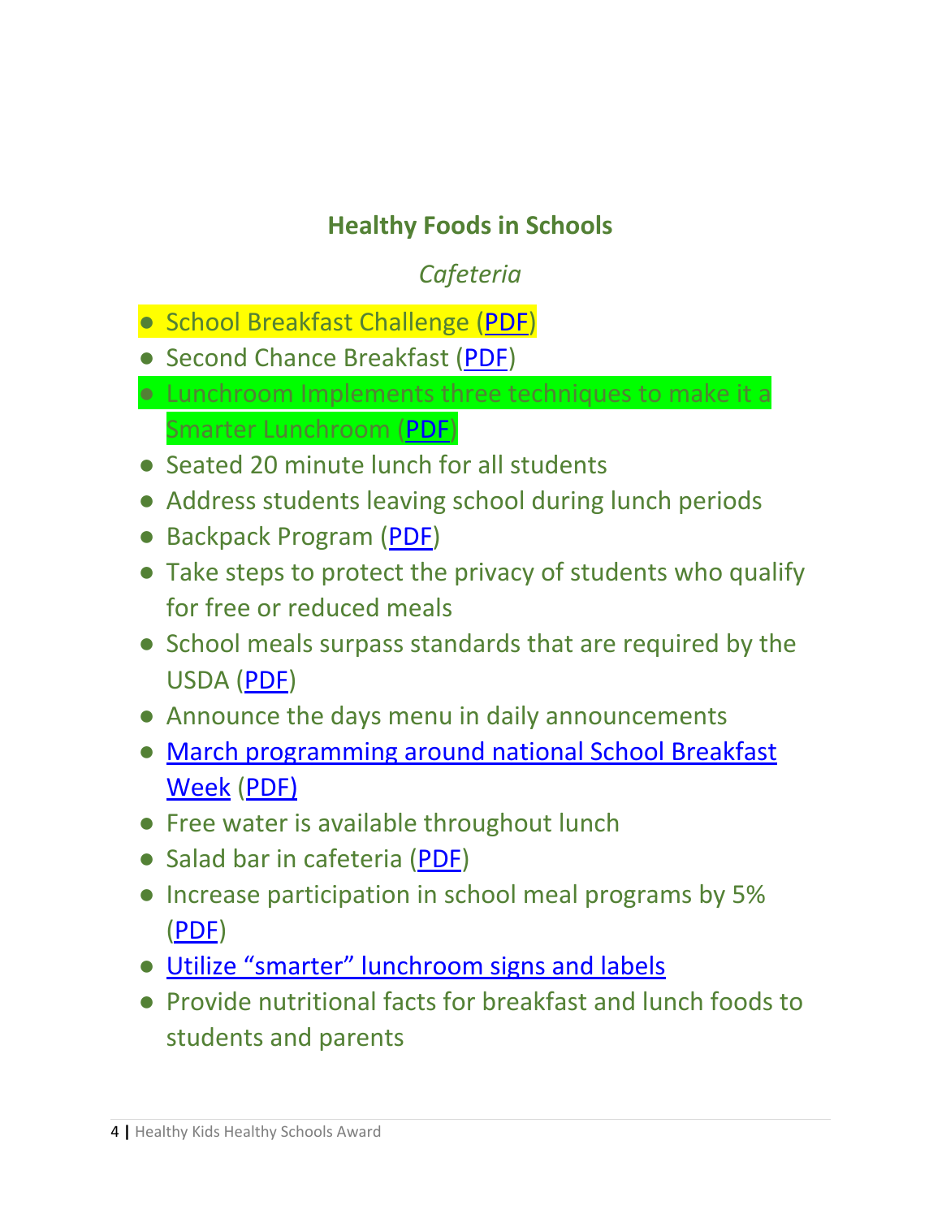## Healthy Foods in Schools

### *Cafeteria*

- School Breakfast Challenge (PDF)
- Second Chance Breakfast (PDF)
- Lunchroom Implements three techniques to make it a Smarter Lunchroom (PDF)
- Seated 20 minute lunch for all students
- Address students leaving school during lunch periods
- Backpack Program (PDF)
- Take steps to protect the privacy of students who qualify for free or reduced meals
- School meals surpass standards that are required by the USDA (PDF)
- Announce the days menu in daily announcements
- March programming around national School Breakfast Week (PDF)
- Free water is available throughout lunch
- Salad bar in cafeteria (PDF)
- Increase participation in school meal programs by 5% (PDF)
- Utilize "smarter" lunchroom signs and labels
- Provide nutritional facts for breakfast and lunch foods to students and parents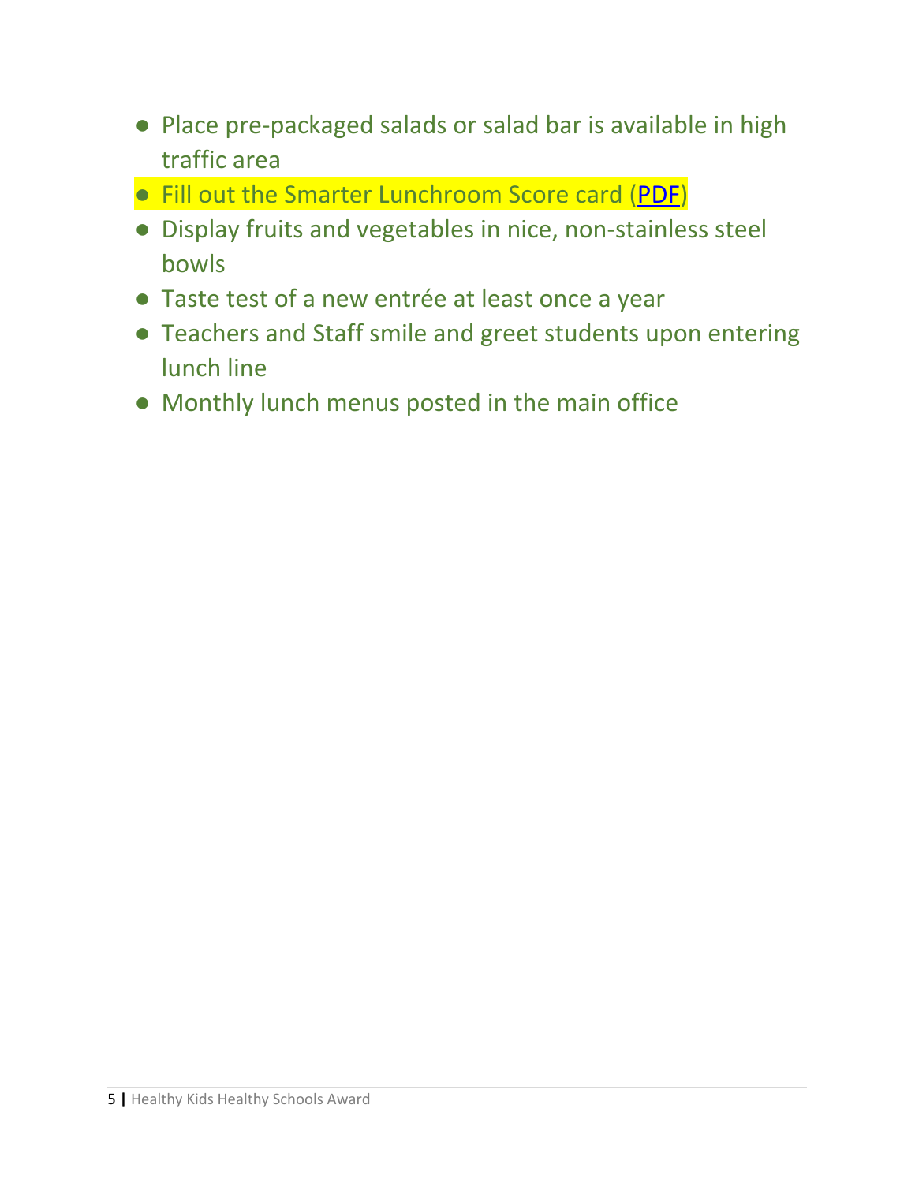- Place pre-packaged salads or salad bar is available in high traffic area
- Fill out the Smarter Lunchroom Score card (PDF)
- Display fruits and vegetables in nice, non-stainless steel bowls
- Taste test of a new entrée at least once a year
- Teachers and Staff smile and greet students upon entering lunch line
- Monthly lunch menus posted in the main office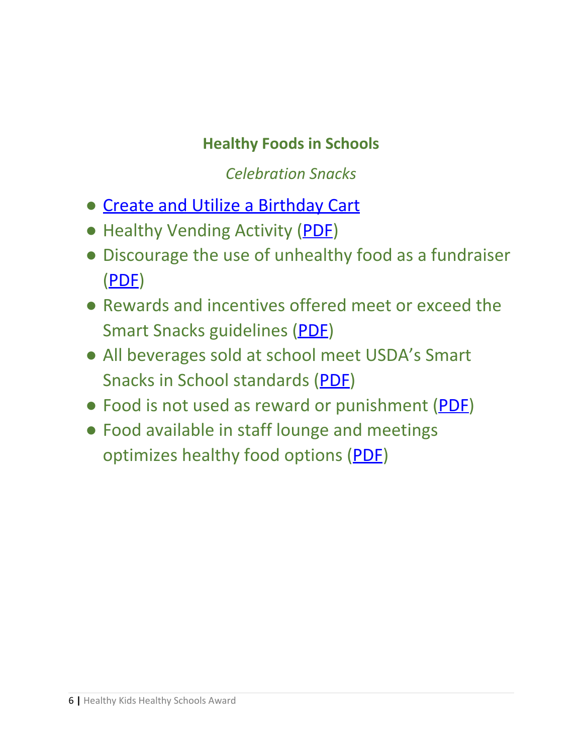## Healthy Foods in Schools

*Celebration Snacks*

- Create and Utilize a Birthday Cart
- Healthy Vending Activity (PDF)
- Discourage the use of unhealthy food as a fundraiser (PDF)
- Rewards and incentives offered meet or exceed the Smart Snacks guidelines (PDF)
- All beverages sold at school meet USDA's Smart Snacks in School standards (PDF)
- Food is not used as reward or punishment (PDF)
- Food available in staff lounge and meetings optimizes healthy food options (PDF)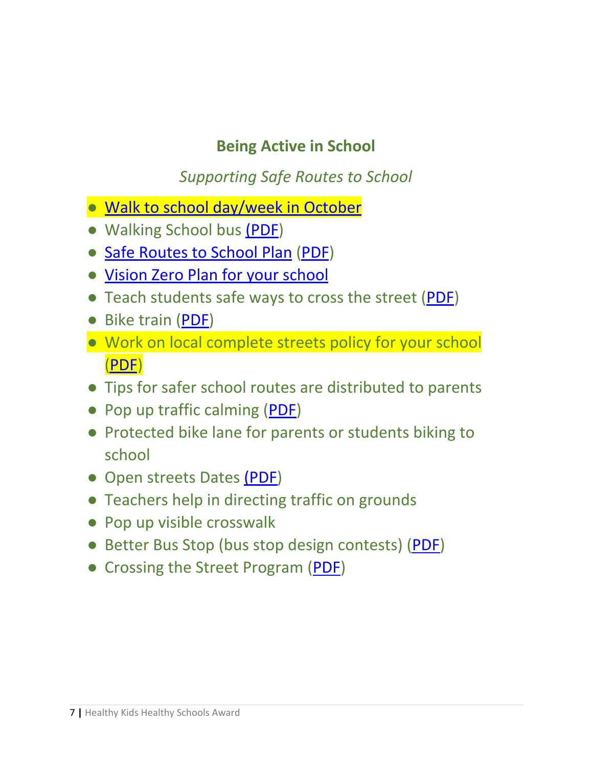## Being Active in School

*Supporting Safe Routes to School*

- Walk to school day/week in October
- Walking School bus (PDF)
- Safe Routes to School Plan (PDF)
- Vision Zero Plan for your school
- Teach students safe ways to cross the street (PDF)
- Bike train (PDF)
- Work on local complete streets policy for your school (PDF)
- Tips for safer school routes are distributed to parents
- Pop up traffic calming (PDF)
- Protected bike lane for parents or students biking to school
- Open streets Dates (PDF)
- Teachers help in directing traffic on grounds
- Pop up visible crosswalk
- Better Bus Stop (bus stop design contests) (PDF)
- Crossing the Street Program (PDF)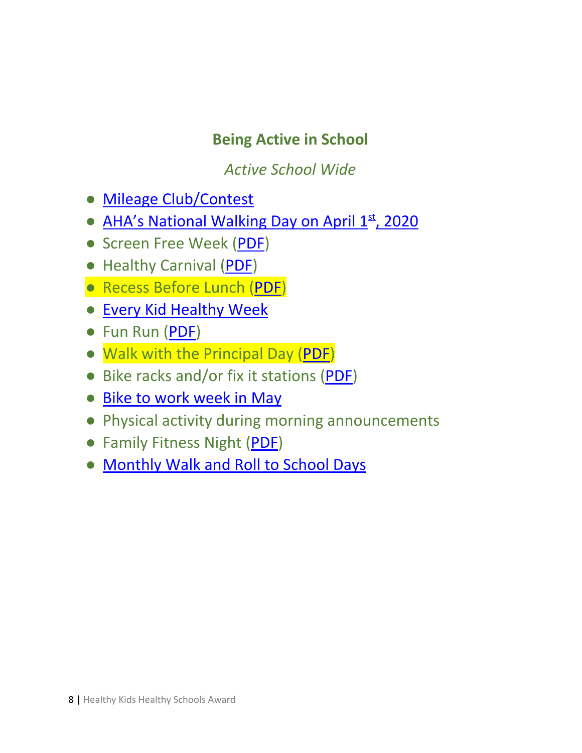## Being Active in School

*Active School Wide*

- Mileage Club/Contest
- AHA's National Walking Day on April 1st, 2020
- Screen Free Week (PDF)
- Healthy Carnival (PDF)
- Recess Before Lunch (PDF)
- Every Kid Healthy Week
- Fun Run (PDF)
- Walk with the Principal Day (PDF)
- Bike racks and/or fix it stations (PDF)
- Bike to work week in May
- Physical activity during morning announcements
- Family Fitness Night (PDF)
- Monthly Walk and Roll to School Days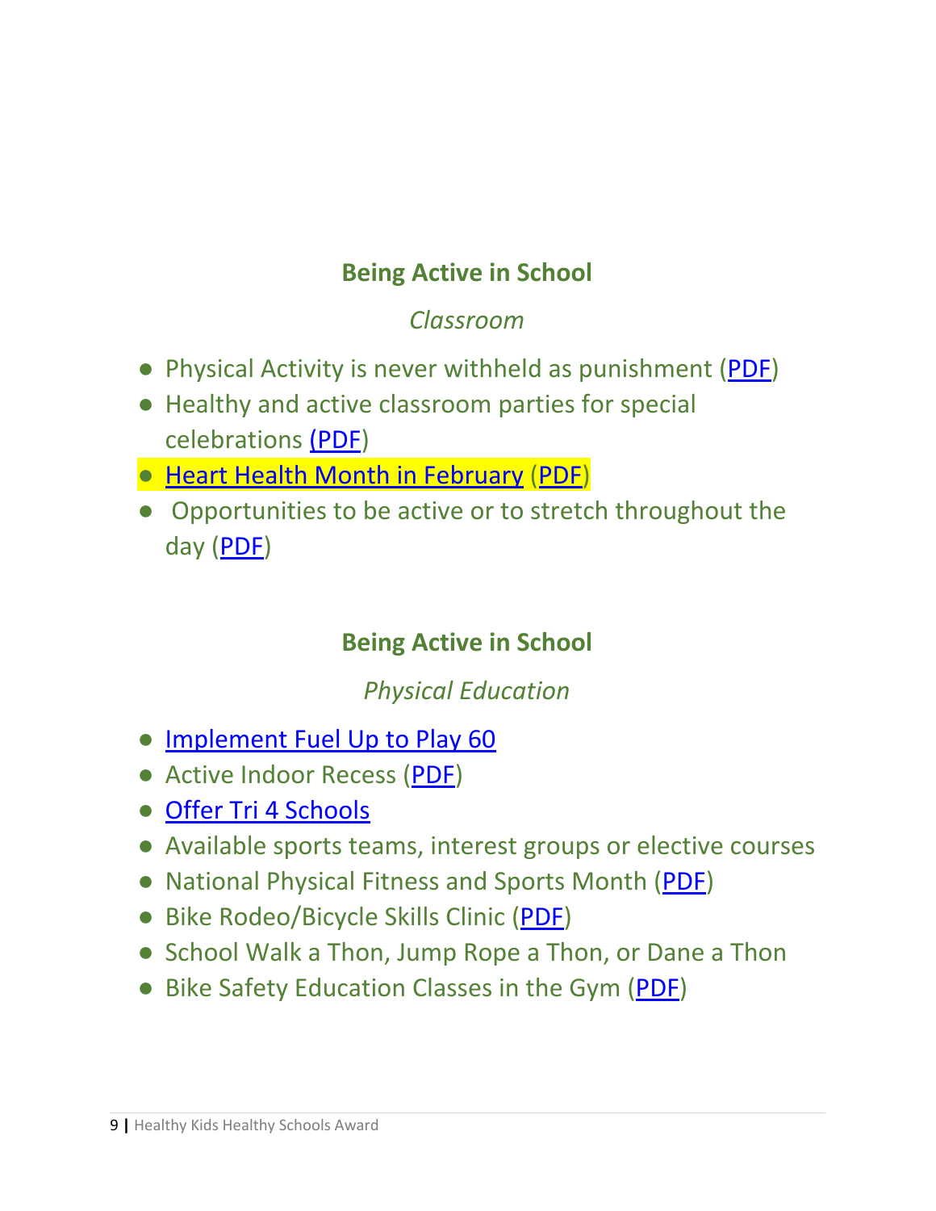## Being Active in School

*Classroom*

- Physical Activity is never withheld as punishment (PDF)
- Healthy and active classroom parties for special celebrations (PDF)
- Heart Health Month in February (PDF)
- Opportunities to be active or to stretch throughout the day (PDF)

## Being Active in School

*Physical Education*

- Implement Fuel Up to Play 60
- Active Indoor Recess (PDF)
- Offer Tri 4 Schools
- Available sports teams, interest groups or elective courses
- National Physical Fitness and Sports Month (PDF)
- Bike Rodeo/Bicycle Skills Clinic (PDF)
- School Walk a Thon, Jump Rope a Thon, or Dane a Thon
- Bike Safety Education Classes in the Gym (PDF)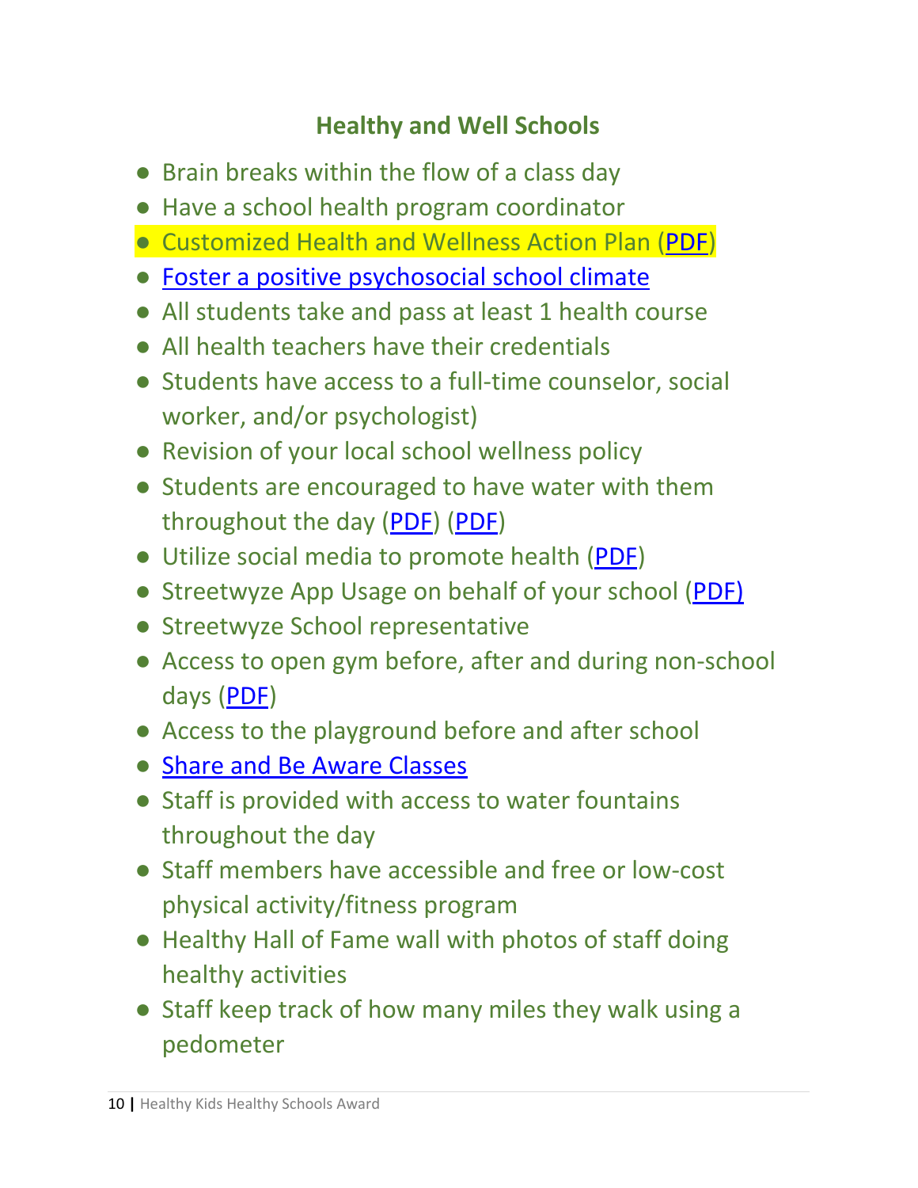## Healthy and Well Schools

- Brain breaks within the flow of a class day
- Have a school health program coordinator
- Customized Health and Wellness Action Plan (PDF)
- Foster a positive psychosocial school climate
- All students take and pass at least 1 health course
- All health teachers have their credentials
- Students have access to a full-time counselor, social worker, and/or psychologist)
- Revision of your local school wellness policy
- Students are encouraged to have water with them throughout the day (PDF) (PDF)
- Utilize social media to promote health (PDF)
- Streetwyze App Usage on behalf of your school (PDF)
- Streetwyze School representative
- Access to open gym before, after and during non-school days (PDF)
- Access to the playground before and after school
- Share and Be Aware Classes
- Staff is provided with access to water fountains throughout the day
- Staff members have accessible and free or low-cost physical activity/fitness program
- Healthy Hall of Fame wall with photos of staff doing healthy activities
- Staff keep track of how many miles they walk using a pedometer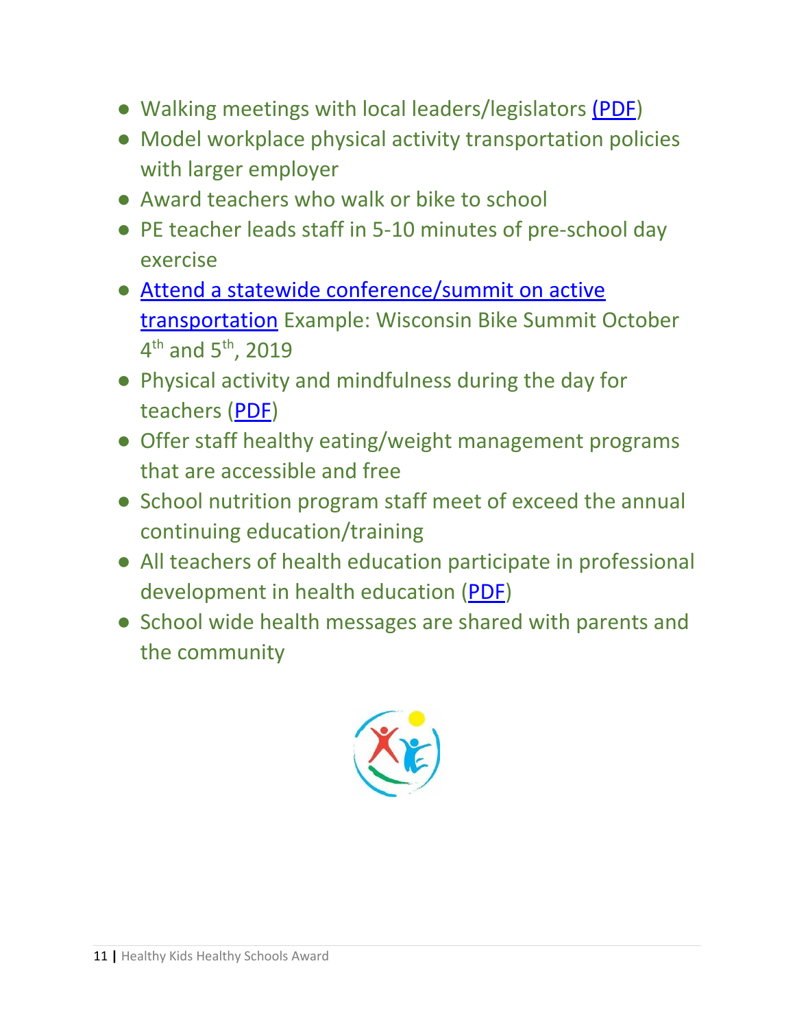- Walking meetings with local leaders/legislators (PDF)
- Model workplace physical activity transportation policies with larger employer
- Award teachers who walk or bike to school
- PE teacher leads staff in 5-10 minutes of pre-school day exercise
- Attend a statewide conference/summit on active transportation Example: Wisconsin Bike Summit October 4th and 5th, 2019
- Physical activity and mindfulness during the day for teachers (PDF)
- Offer staff healthy eating/weight management programs that are accessible and free
- School nutrition program staff meet of exceed the annual continuing education/training
- All teachers of health education participate in professional development in health education (PDF)
- School wide health messages are shared with parents and the community